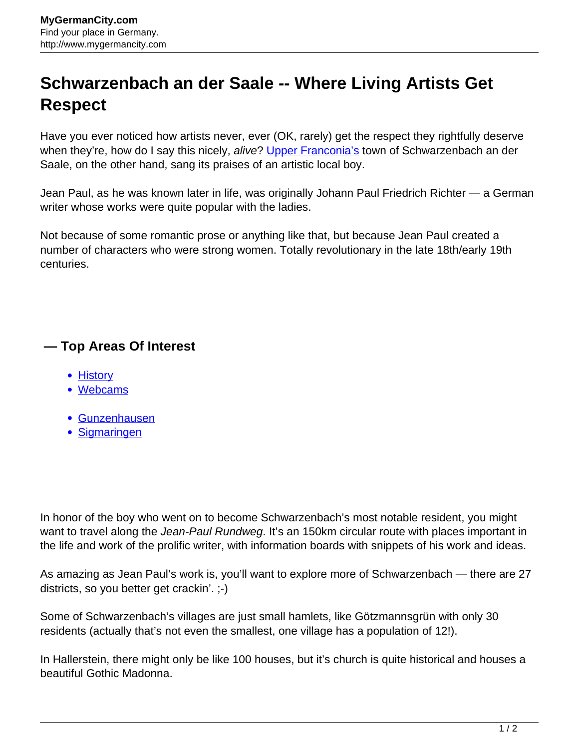# Schwarzenbach an der Saale -- Where Living Artists Get Respect

Have you ever noticed how artists never, ever (OK, rarely) get the respect they rightfully deserve when they're, how do I say this nicely, *alive*? Upper Franconia's town of Schwarzenbach an der Saale, on the other hand, sang its praises of an artistic local boy.

Jean Paul, as he was known later in life, was originally Johann Paul Friedrich Richter — a German writer whose works were quite popular with the ladies.

Not because of some romantic prose or anything like that, but because Jean Paul created a number of characters who were strong women. Totally revolutionary in the late 18th/early 19th centuries.

## — Top Areas Of Interest

- History
- Webcams

- Gunzenhausen
- Sigmaringen

In honor of the boy who went on to become Schwarzenbach's most notable resident, you might want to travel along the *Jean-Paul Rundweg*. It's an 150km circular route with places important in the life and work of the prolific writer, with information boards with snippets of his work and ideas.

As amazing as Jean Paul's work is, you'll want to explore more of Schwarzenbach — there are 27 districts, so you better get crackin'. ;-)

Some of Schwarzenbach's villages are just small hamlets, like Götzmannsgrün with only 30 residents (actually that's not even the smallest, one village has a population of 12!).

In Hallerstein, there might only be like 100 houses, but it's church is quite historical and houses a beautiful Gothic Madonna.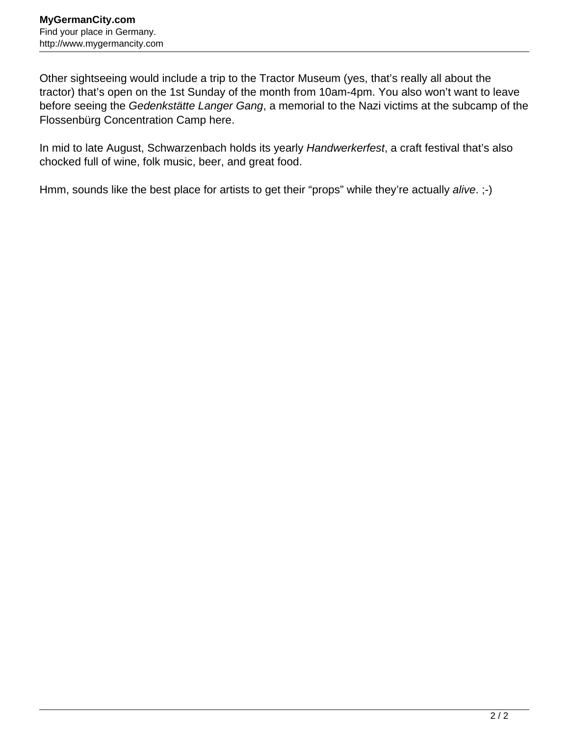Other sightseeing would include a trip to the Tractor Museum (yes, that's really all about the tractor) that's open on the 1st Sunday of the month from 10am-4pm. You also won't want to leave before seeing the *Gedenkstätte Langer Gang*, a memorial to the Nazi victims at the subcamp of the Flossenbürg Concentration Camp here.

In mid to late August, Schwarzenbach holds its yearly *Handwerkerfest*, a craft festival that's also chocked full of wine, folk music, beer, and great food.

Hmm, sounds like the best place for artists to get their "props" while they're actually *alive*. ;-)